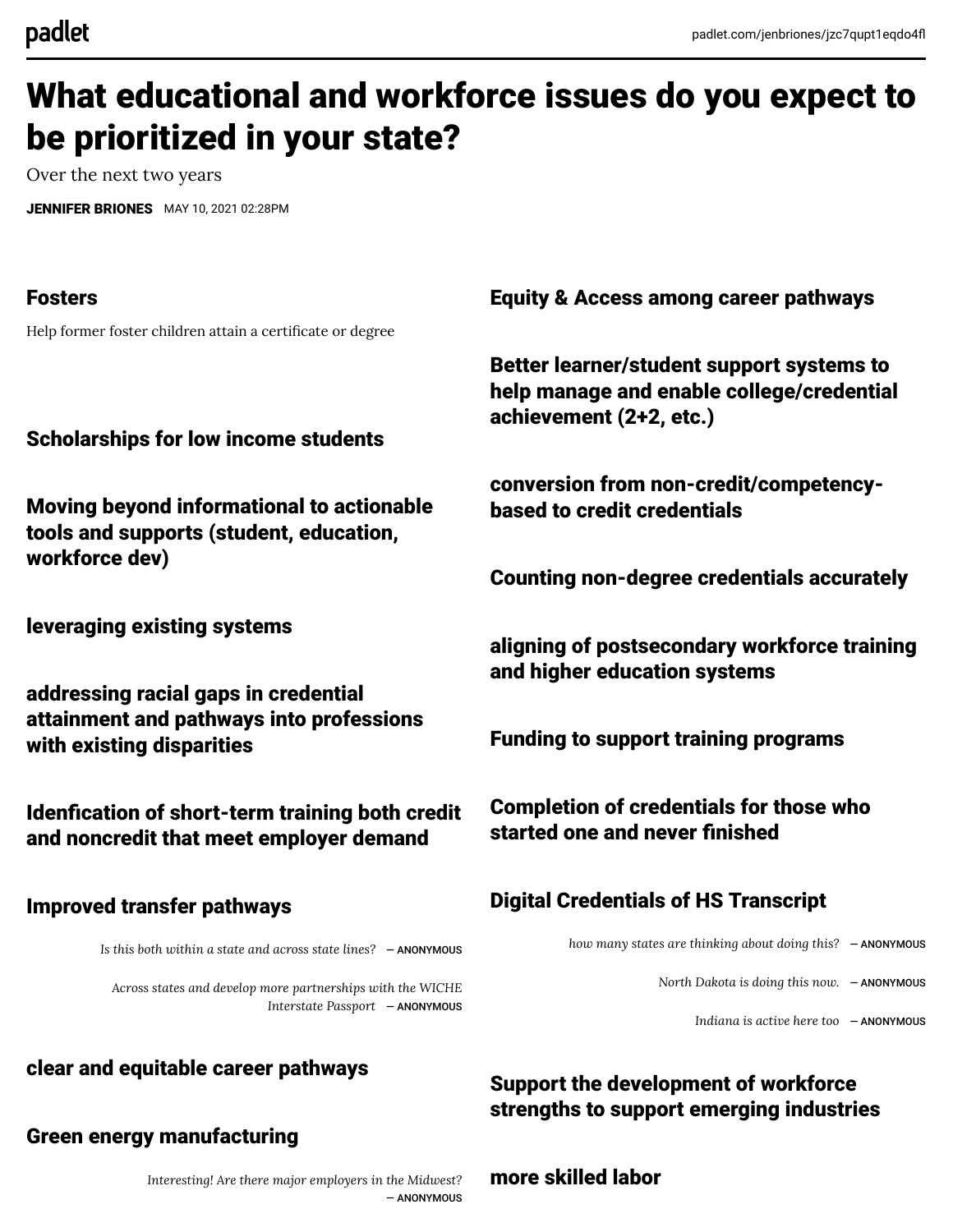# What educational and workforce issues do you expect to be prioritized in your state?

Over the next two years

**JENNIFER BRIONES** MAY 10, 2021 02:28PM

## Fosters

Help former foster children attain a certificate or degree

## Scholarships for low income students

## Moving beyond informational to actionable tools and supports (student, education, workforce dev)

## leveraging existing systems

## addressing racial gaps in credential attainment and pathways into professions with existing disparities

## Idenfication of short-term training both credit and noncredit that meet employer demand

## Improved transfer pathways

*Is this both within a state and across state lines?* — ANONYMOUS

*Across states and develop more partnerships with the WICHE Interstate Passport* — ANONYMOUS

## clear and equitable career pathways

## Green energy manufacturing

*Interesting! Are there major employers in the Midwest?* — ANONYMOUS

## Equity & Access among career pathways

## Better learner/student support systems to help manage and enable college/credential achievement (2+2, etc.)

## conversion from non-credit/competency-based to credit credentials

## Counting non-degree credentials accurately

## aligning of postsecondary workforce training and higher education systems

## Funding to support training programs

## Completion of credentials for those who started one and never finished

## Digital Credentials of HS Transcript

*how many states are thinking about doing this?* — ANONYMOUS

*North Dakota is doing this now.* — ANONYMOUS

*Indiana is active here too* — ANONYMOUS

## Support the development of workforce strengths to support emerging industries

## more skilled labor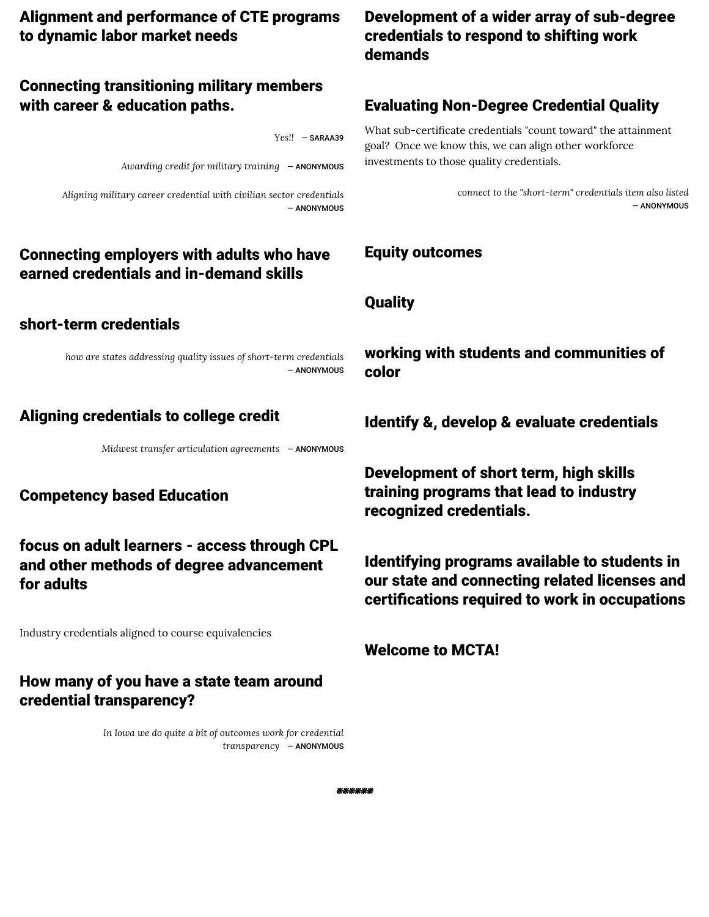## Alignment and performance of CTE programs to dynamic labor market needs

## Connecting transitioning military members with career & education paths.

*Yes!!* — SARAA39

*Awarding credit for military training* — ANONYMOUS

*Aligning military career credential with civilian sector credentials* — ANONYMOUS

## Connecting employers with adults who have earned credentials and in-demand skills

## short-term credentials

*how are states addressing quality issues of short-term credentials* — ANONYMOUS

## Aligning credentials to college credit

*Midwest transfer articulation agreements* — ANONYMOUS

## Competency based Education

## focus on adult learners - access through CPL and other methods of degree advancement for adults

Industry credentials aligned to course equivalencies

## How many of you have a state team around credential transparency?

*In Iowa we do quite a bit of outcomes work for credential transparency* — ANONYMOUS

## Development of a wider array of sub-degree credentials to respond to shifting work demands

## Evaluating Non-Degree Credential Quality

What sub-certificate credentials "count toward" the attainment goal? Once we know this, we can align other workforce investments to those quality credentials.

*connect to the "short-term" credentials item also listed* — ANONYMOUS

## Equity outcomes

## Quality

## working with students and communities of color

## Identify &, develop & evaluate credentials

## Development of short term, high skills training programs that lead to industry recognized credentials.

## Identifying programs available to students in our state and connecting related licenses and certifications required to work in occupations

## Welcome to MCTA!

******